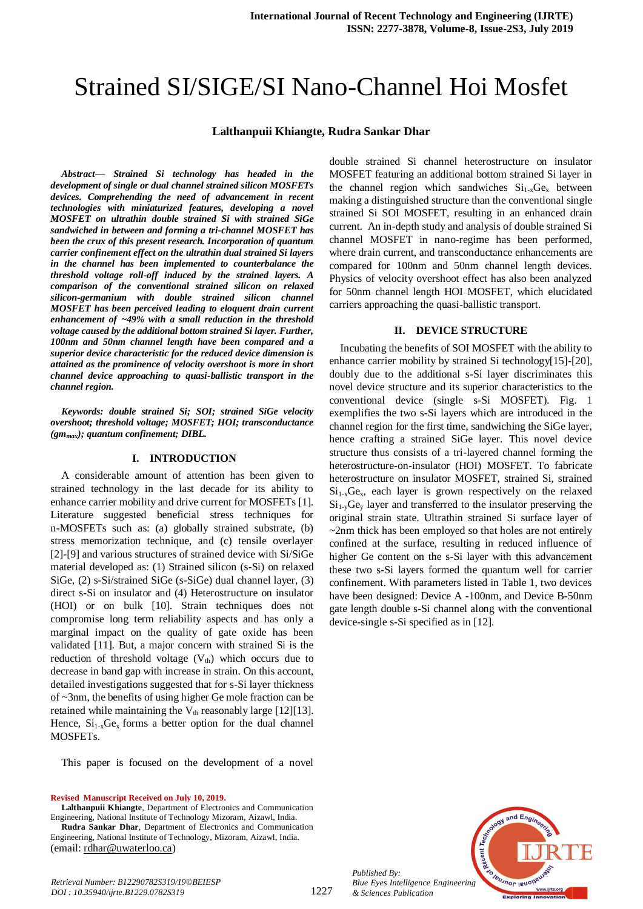# Strained SI/SIGE/SI Nano-Channel Hoi Mosfet

**Lalthanpuii Khiangte, Rudra Sankar Dhar**

***Abstract***— ***Strained Si technology has headed in the development of single or dual channel strained silicon MOSFETs devices. Comprehending the need of advancement in recent technologies with miniaturized features, developing a novel MOSFET on ultrathin double strained Si with strained SiGe sandwiched in between and forming a tri-channel MOSFET has been the crux of this present research. Incorporation of quantum carrier confinement effect on the ultrathin dual strained Si layers in the channel has been implemented to counterbalance the threshold voltage roll-off induced by the strained layers. A comparison of the conventional strained silicon on relaxed silicon-germanium with double strained silicon channel MOSFET has been perceived leading to eloquent drain current enhancement of ~49% with a small reduction in the threshold voltage caused by the additional bottom strained Si layer. Further, 100nm and 50nm channel length have been compared and a superior device characteristic for the reduced device dimension is attained as the prominence of velocity overshoot is more in short channel device approaching to quasi-ballistic transport in the channel region.***

***Keywords: double strained Si; SOI; strained SiGe velocity overshoot; threshold voltage; MOSFET; HOI; transconductance ($gm_{max}$); quantum confinement; DIBL.***

## I. INTRODUCTION

A considerable amount of attention has been given to strained technology in the last decade for its ability to enhance carrier mobility and drive current for MOSFETs [1]. Literature suggested beneficial stress techniques for n-MOSFETs such as: (a) globally strained substrate, (b) stress memorization technique, and (c) tensile overlayer [2]-[9] and various structures of strained device with Si/SiGe material developed as: (1) Strained silicon (s-Si) on relaxed SiGe, (2) s-Si/strained SiGe (s-SiGe) dual channel layer, (3) direct s-Si on insulator and (4) Heterostructure on insulator (HOI) or on bulk [10]. Strain techniques does not compromise long term reliability aspects and has only a marginal impact on the quality of gate oxide has been validated [11]. But, a major concern with strained Si is the reduction of threshold voltage ($V_{th}$) which occurs due to decrease in band gap with increase in strain. On this account, detailed investigations suggested that for s-Si layer thickness of ~3nm, the benefits of using higher Ge mole fraction can be retained while maintaining the $V_{th}$ reasonably large [12][13]. Hence, $Si_{1-x}Ge_x$ forms a better option for the dual channel MOSFETs.

This paper is focused on the development of a novel double strained Si channel heterostructure on insulator MOSFET featuring an additional bottom strained Si layer in the channel region which sandwiches $Si_{1-x}Ge_x$ between making a distinguished structure than the conventional single strained Si SOI MOSFET, resulting in an enhanced drain current. An in-depth study and analysis of double strained Si channel MOSFET in nano-regime has been performed, where drain current, and transconductance enhancements are compared for 100nm and 50nm channel length devices. Physics of velocity overshoot effect has also been analyzed for 50nm channel length HOI MOSFET, which elucidated carriers approaching the quasi-ballistic transport.

## II. DEVICE STRUCTURE

Incubating the benefits of SOI MOSFET with the ability to enhance carrier mobility by strained Si technology[15]-[20], doubly due to the additional s-Si layer discriminates this novel device structure and its superior characteristics to the conventional device (single s-Si MOSFET). Fig. 1 exemplifies the two s-Si layers which are introduced in the channel region for the first time, sandwiching the SiGe layer, hence crafting a strained SiGe layer. This novel device structure thus consists of a tri-layered channel forming the heterostructure-on-insulator (HOI) MOSFET. To fabricate heterostructure on insulator MOSFET, strained Si, strained $Si_{1-x}Ge_x$, each layer is grown respectively on the relaxed $Si_{1-y}Ge_y$ layer and transferred to the insulator preserving the original strain state. Ultrathin strained Si surface layer of ~2nm thick has been employed so that holes are not entirely confined at the surface, resulting in reduced influence of higher Ge content on the s-Si layer with this advancement these two s-Si layers formed the quantum well for carrier confinement. With parameters listed in Table 1, two devices have been designed: Device A -100nm, and Device B-50nm gate length double s-Si channel along with the conventional device-single s-Si specified as in [12].

**Revised Manuscript Received on July 10, 2019.**

**Lalthanpuii Khiangte**, Department of Electronics and Communication Engineering, National Institute of Technology Mizoram, Aizawl, India.

**Rudra Sankar Dhar**, Department of Electronics and Communication Engineering, National Institute of Technology, Mizoram, Aizawl, India. (email: rdhar@uwaterloo.ca)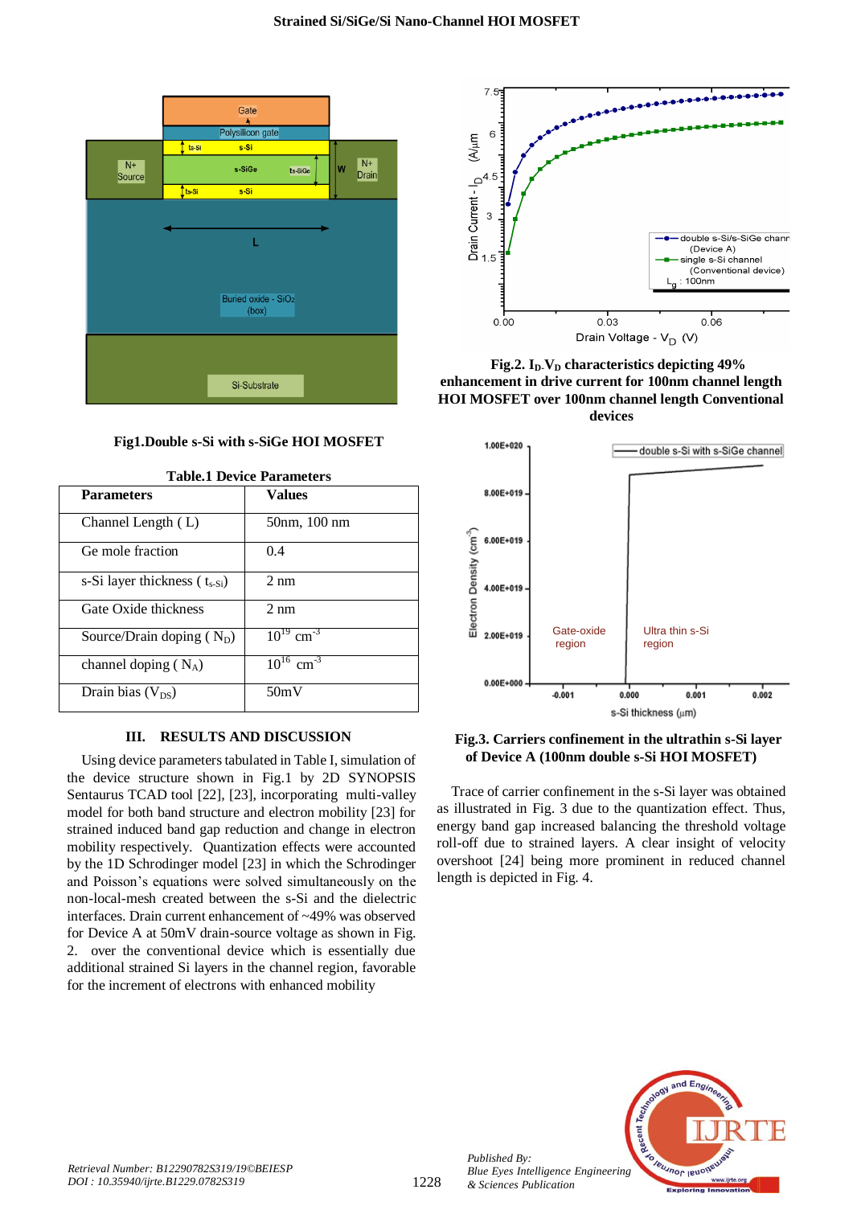Fig1.Double s-Si with s-SiGe HOI MOSFET

Table.1 Device Parameters

| Parameters | Values |
|---|---|
| Channel Length ( L) | 50nm, 100 nm |
| Ge mole fraction | 0.4 |
| s-Si layer thickness ( $t_{s\text{-}Si}$) | 2 nm |
| Gate Oxide thickness | 2 nm |
| Source/Drain doping ( $N_D$) | $10^{19}$ $cm^{-3}$ |
| channel doping ( $N_A$) | $10^{16}$ $cm^{-3}$ |
| Drain bias ($V_{DS}$) | 50mV |

### III. RESULTS AND DISCUSSION

Using device parameters tabulated in Table I, simulation of the device structure shown in Fig.1 by 2D SYNOPSIS Sentaurus TCAD tool [22], [23], incorporating multi-valley model for both band structure and electron mobility [23] for strained induced band gap reduction and change in electron mobility respectively. Quantization effects were accounted by the 1D Schrodinger model [23] in which the Schrodinger and Poisson's equations were solved simultaneously on the non-local-mesh created between the s-Si and the dielectric interfaces. Drain current enhancement of ~49% was observed for Device A at 50mV drain-source voltage as shown in Fig. 2. over the conventional device which is essentially due additional strained Si layers in the channel region, favorable for the increment of electrons with enhanced mobility

**Fig.2. $I_D$-$V_D$ characteristics depicting 49% enhancement in drive current for 100nm channel length HOI MOSFET over 100nm channel length Conventional devices**

**Fig.3. Carriers confinement in the ultrathin s-Si layer of Device A (100nm double s-Si HOI MOSFET)**

Trace of carrier confinement in the s-Si layer was obtained as illustrated in Fig. 3 due to the quantization effect. Thus, energy band gap increased balancing the threshold voltage roll-off due to strained layers. A clear insight of velocity overshoot [24] being more prominent in reduced channel length is depicted in Fig. 4.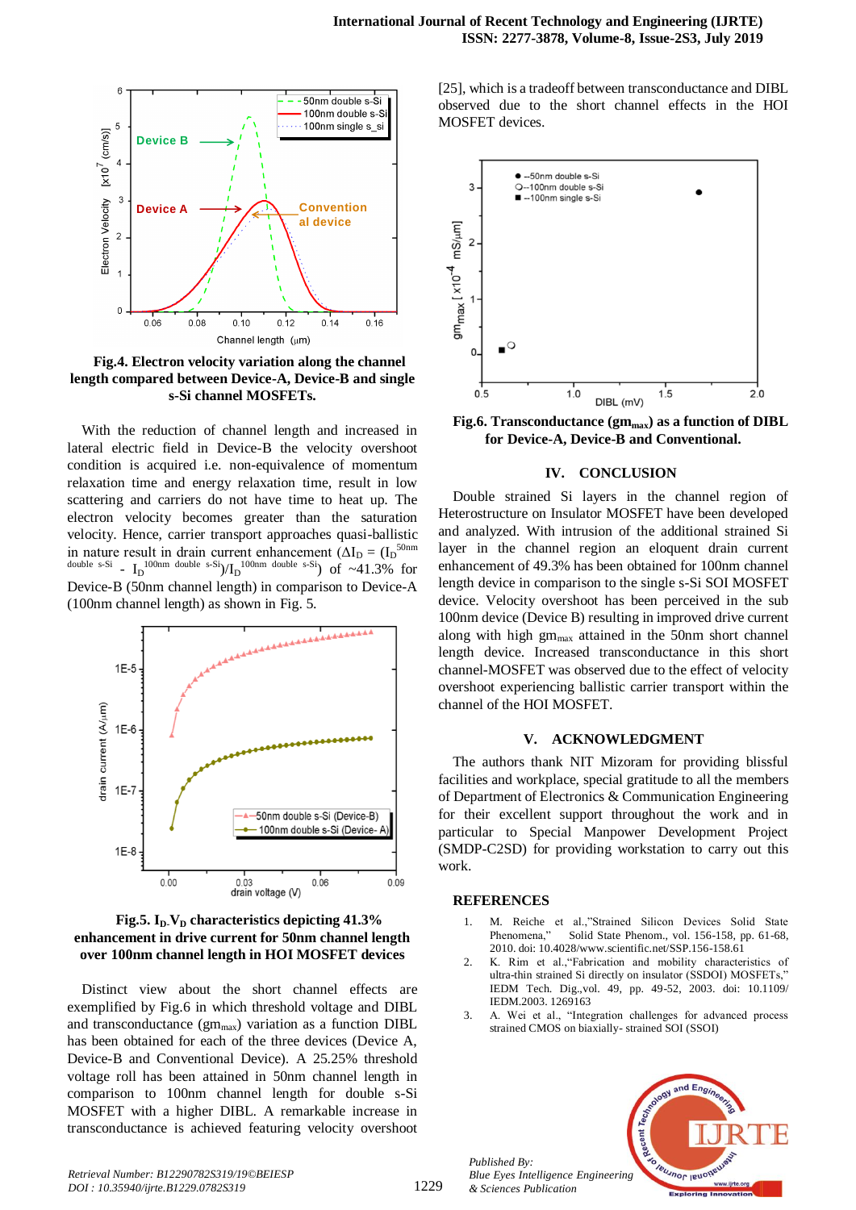Fig.4. Electron velocity variation along the channel length compared between Device-A, Device-B and single s-Si channel MOSFETs.

With the reduction of channel length and increased in lateral electric field in Device-B the velocity overshoot condition is acquired i.e. non-equivalence of momentum relaxation time and energy relaxation time, result in low scattering and carriers do not have time to heat up. The electron velocity becomes greater than the saturation velocity. Hence, carrier transport approaches quasi-ballistic in nature result in drain current enhancement ($\Delta I_D = (I_D^{50nm\ double\ s\text{-}Si} - I_D^{100nm\ double\ s\text{-}Si})/I_D^{100nm\ double\ s\text{-}Si}$) of ~41.3% for Device-B (50nm channel length) in comparison to Device-A (100nm channel length) as shown in Fig. 5.

Fig.5. $I_D$-$V_D$ characteristics depicting 41.3% enhancement in drive current for 50nm channel length over 100nm channel length in HOI MOSFET devices

Distinct view about the short channel effects are exemplified by Fig.6 in which threshold voltage and DIBL and transconductance ($gm_{max}$) variation as a function DIBL has been obtained for each of the three devices (Device A, Device-B and Conventional Device). A 25.25% threshold voltage roll has been attained in 50nm channel length in comparison to 100nm channel length for double s-Si MOSFET with a higher DIBL. A remarkable increase in transconductance is achieved featuring velocity overshoot [25], which is a tradeoff between transconductance and DIBL observed due to the short channel effects in the HOI MOSFET devices.

Fig.6. Transconductance ($gm_{max}$) as a function of DIBL for Device-A, Device-B and Conventional.

## IV. CONCLUSION

Double strained Si layers in the channel region of Heterostructure on Insulator MOSFET have been developed and analyzed. With intrusion of the additional strained Si layer in the channel region an eloquent drain current enhancement of 49.3% has been obtained for 100nm channel length device in comparison to the single s-Si SOI MOSFET device. Velocity overshoot has been perceived in the sub 100nm device (Device B) resulting in improved drive current along with high $gm_{max}$ attained in the 50nm short channel length device. Increased transconductance in this short channel-MOSFET was observed due to the effect of velocity overshoot experiencing ballistic carrier transport within the channel of the HOI MOSFET.

## V. ACKNOWLEDGMENT

The authors thank NIT Mizoram for providing blissful facilities and workplace, special gratitude to all the members of Department of Electronics & Communication Engineering for their excellent support throughout the work and in particular to Special Manpower Development Project (SMDP-C2SD) for providing workstation to carry out this work.

## REFERENCES

1. M. Reiche et al.,"Strained Silicon Devices Solid State Phenomena," Solid State Phenom., vol. 156-158, pp. 61-68, 2010. doi: 10.4028/www.scientific.net/SSP.156-158.61
2. K. Rim et al.,"Fabrication and mobility characteristics of ultra-thin strained Si directly on insulator (SSDOI) MOSFETs," IEDM Tech. Dig.,vol. 49, pp. 49-52, 2003. doi: 10.1109/IEDM.2003. 1269163
3. A. Wei et al., "Integration challenges for advanced process strained CMOS on biaxially- strained SOI (SSOI)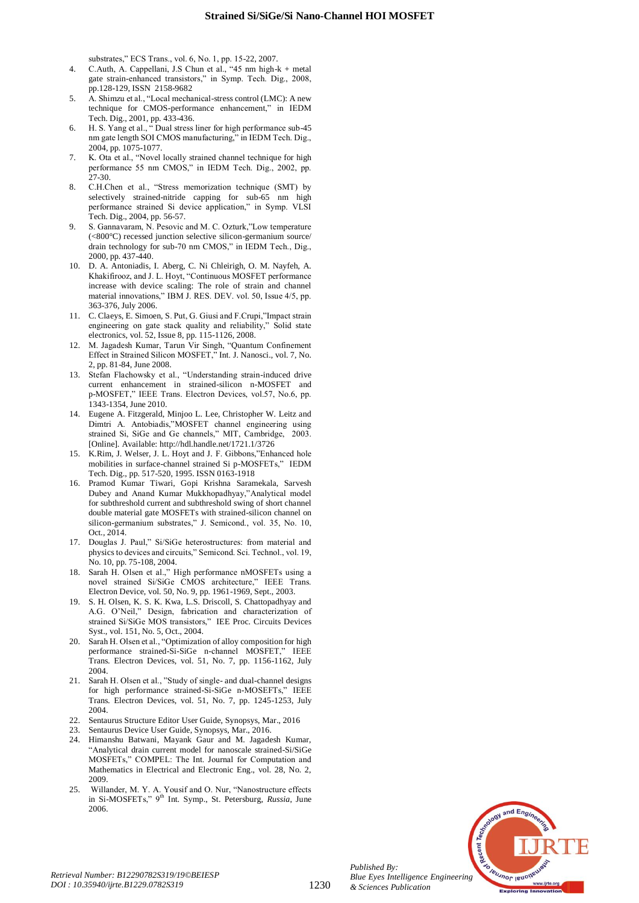substrates," ECS Trans., vol. 6, No. 1, pp. 15-22, 2007.

4. C.Auth, A. Cappellani, J.S Chun et al., "45 nm high-k + metal gate strain-enhanced transistors," in Symp. Tech. Dig., 2008, pp.128-129, ISSN 2158-9682
5. A. Shimzu et al., "Local mechanical-stress control (LMC): A new technique for CMOS-performance enhancement," in IEDM Tech. Dig., 2001, pp. 433-436.
6. H. S. Yang et al., " Dual stress liner for high performance sub-45 nm gate length SOI CMOS manufacturing," in IEDM Tech. Dig., 2004, pp. 1075-1077.
7. K. Ota et al., "Novel locally strained channel technique for high performance 55 nm CMOS," in IEDM Tech. Dig., 2002, pp. 27-30.
8. C.H.Chen et al., "Stress memorization technique (SMT) by selectively strained-nitride capping for sub-65 nm high performance strained Si device application," in Symp. VLSI Tech. Dig., 2004, pp. 56-57.
9. S. Gannavaram, N. Pesovic and M. C. Ozturk,"Low temperature (<800°C) recessed junction selective silicon-germanium source/ drain technology for sub-70 nm CMOS," in IEDM Tech., Dig., 2000, pp. 437-440.
10. D. A. Antoniadis, I. Aberg, C. Ni Chleirigh, O. M. Nayfeh, A. Khakifirooz, and J. L. Hoyt, "Continuous MOSFET performance increase with device scaling: The role of strain and channel material innovations," IBM J. RES. DEV. vol. 50, Issue 4/5, pp. 363-376, July 2006.
11. C. Claeys, E. Simoen, S. Put, G. Giusi and F.Crupi,"Impact strain engineering on gate stack quality and reliability," Solid state electronics, vol. 52, Issue 8, pp. 115-1126, 2008.
12. M. Jagadesh Kumar, Tarun Vir Singh, "Quantum Confinement Effect in Strained Silicon MOSFET," Int. J. Nanosci., vol. 7, No. 2, pp. 81-84, June 2008.
13. Stefan Flachowsky et al., "Understanding strain-induced drive current enhancement in strained-silicon n-MOSFET and p-MOSFET," IEEE Trans. Electron Devices, vol.57, No.6, pp. 1343-1354, June 2010.
14. Eugene A. Fitzgerald, Minjoo L. Lee, Christopher W. Leitz and Dimtri A. Antobiadis,"MOSFET channel engineering using strained Si, SiGe and Ge channels," MIT, Cambridge, 2003. [Online]. Available: http://hdl.handle.net/1721.1/3726
15. K.Rim, J. Welser, J. L. Hoyt and J. F. Gibbons,"Enhanced hole mobilities in surface-channel strained Si p-MOSFETs," IEDM Tech. Dig., pp. 517-520, 1995. ISSN 0163-1918
16. Pramod Kumar Tiwari, Gopi Krishna Saramekala, Sarvesh Dubey and Anand Kumar Mukkhopadhyay,"Analytical model for subthreshold current and subthreshold swing of short channel double material gate MOSFETs with strained-silicon channel on silicon-germanium substrates," J. Semicond., vol. 35, No. 10, Oct., 2014.
17. Douglas J. Paul," Si/SiGe heterostructures: from material and physics to devices and circuits," Semicond. Sci. Technol., vol. 19, No. 10, pp. 75-108, 2004.
18. Sarah H. Olsen et al.," High performance nMOSFETs using a novel strained Si/SiGe CMOS architecture," IEEE Trans. Electron Device, vol. 50, No. 9, pp. 1961-1969, Sept., 2003.
19. S. H. Olsen, K. S. K. Kwa, L.S. Driscoll, S. Chattopadhyay and A.G. O'Neil," Design, fabrication and characterization of strained Si/SiGe MOS transistors," IEE Proc. Circuits Devices Syst., vol. 151, No. 5, Oct., 2004.
20. Sarah H. Olsen et al., "Optimization of alloy composition for high performance strained-Si-SiGe n-channel MOSFET," IEEE Trans. Electron Devices, vol. 51, No. 7, pp. 1156-1162, July 2004.
21. Sarah H. Olsen et al., "Study of single- and dual-channel designs for high performance strained-Si-SiGe n-MOSEFTs," IEEE Trans. Electron Devices, vol. 51, No. 7, pp. 1245-1253, July 2004.
22. Sentaurus Structure Editor User Guide, Synopsys, Mar., 2016
23. Sentaurus Device User Guide, Synopsys, Mar., 2016.
24. Himanshu Batwani, Mayank Gaur and M. Jagadesh Kumar, "Analytical drain current model for nanoscale strained-Si/SiGe MOSFETs," COMPEL: The Int. Journal for Computation and Mathematics in Electrical and Electronic Eng., vol. 28, No. 2, 2009.
25. Willander, M. Y. A. Yousif and O. Nur, "Nanostructure effects in Si-MOSFETs," 9th Int. Symp., St. Petersburg, *Russia*, June 2006.